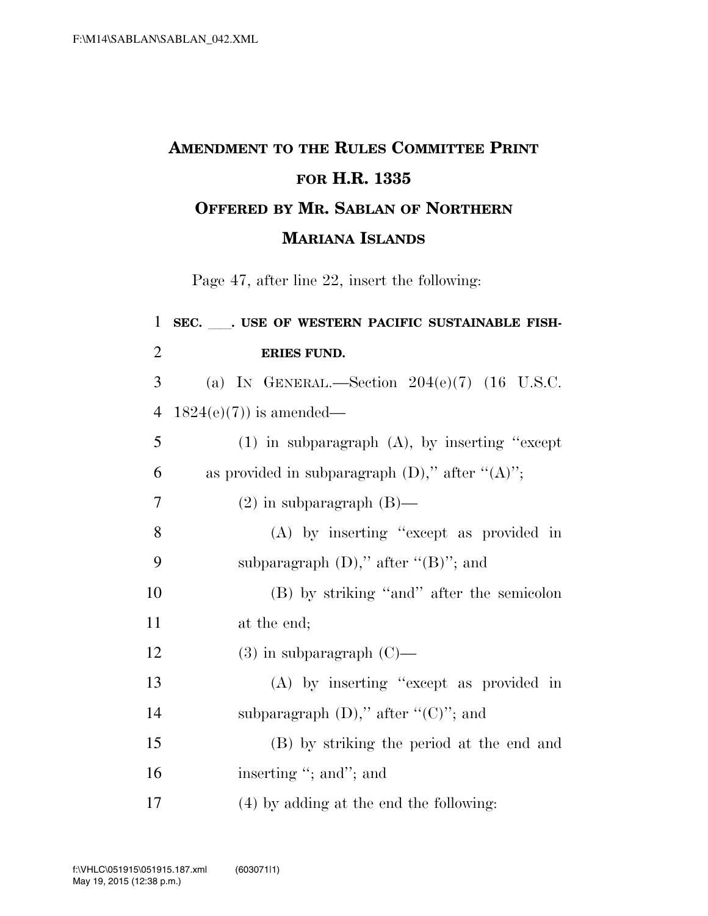# AMENDMENT TO THE RULES COMMITTEE PRINT FOR H.R. 1335

## OFFERED BY MR. SABLAN OF NORTHERN MARIANA ISLANDS

Page 47, after line 22, insert the following:

**SEC. \_\_\_. USE OF WESTERN PACIFIC SUSTAINABLE FISHERIES FUND.**

(a) IN GENERAL.—Section 204(e)(7) (16 U.S.C. 1824(e)(7)) is amended—

(1) in subparagraph (A), by inserting "except as provided in subparagraph (D)," after "(A)";

(2) in subparagraph (B)—

(A) by inserting "except as provided in subparagraph (D)," after "(B)"; and

(B) by striking "and" after the semicolon at the end;

(3) in subparagraph (C)—

(A) by inserting "except as provided in subparagraph (D)," after "(C)"; and

(B) by striking the period at the end and inserting "; and"; and

(4) by adding at the end the following: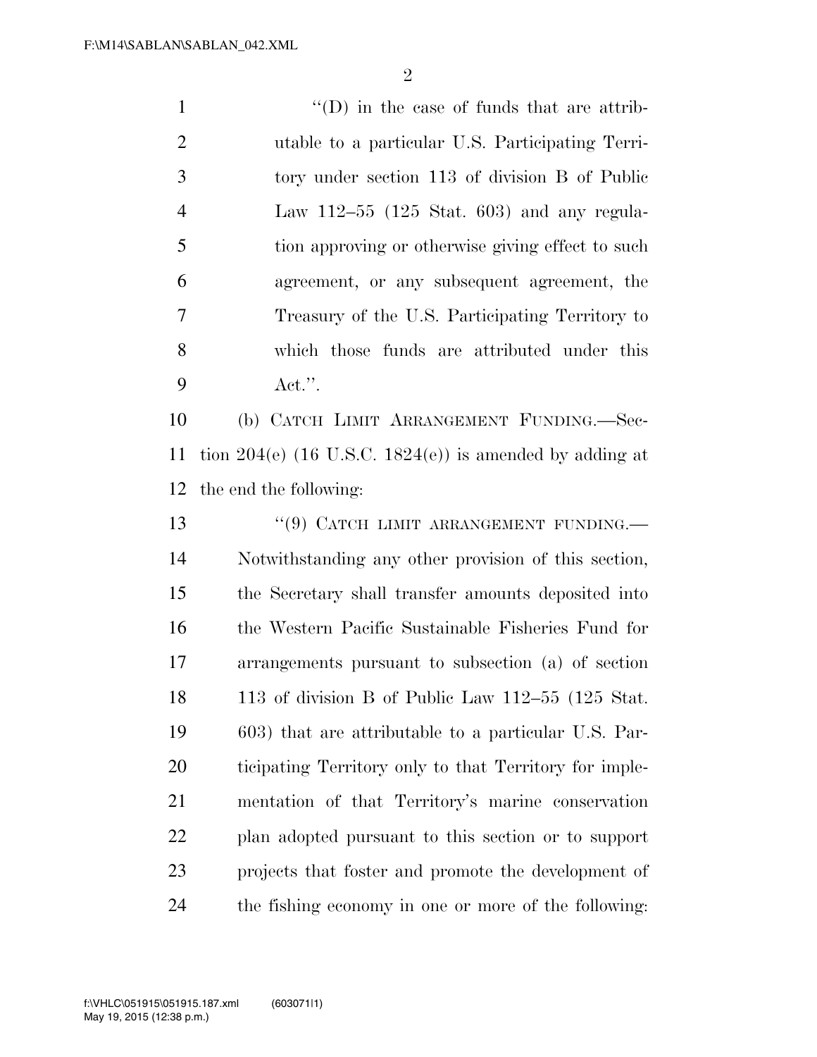"(D) in the case of funds that are attributable to a particular U.S. Participating Territory under section 113 of division B of Public Law 112–55 (125 Stat. 603) and any regulation approving or otherwise giving effect to such agreement, or any subsequent agreement, the Treasury of the U.S. Participating Territory to which those funds are attributed under this Act.".

(b) CATCH LIMIT ARRANGEMENT FUNDING.—Section 204(e) (16 U.S.C. 1824(e)) is amended by adding at the end the following:

"(9) CATCH LIMIT ARRANGEMENT FUNDING.—Notwithstanding any other provision of this section, the Secretary shall transfer amounts deposited into the Western Pacific Sustainable Fisheries Fund for arrangements pursuant to subsection (a) of section 113 of division B of Public Law 112–55 (125 Stat. 603) that are attributable to a particular U.S. Participating Territory only to that Territory for implementation of that Territory's marine conservation plan adopted pursuant to this section or to support projects that foster and promote the development of the fishing economy in one or more of the following: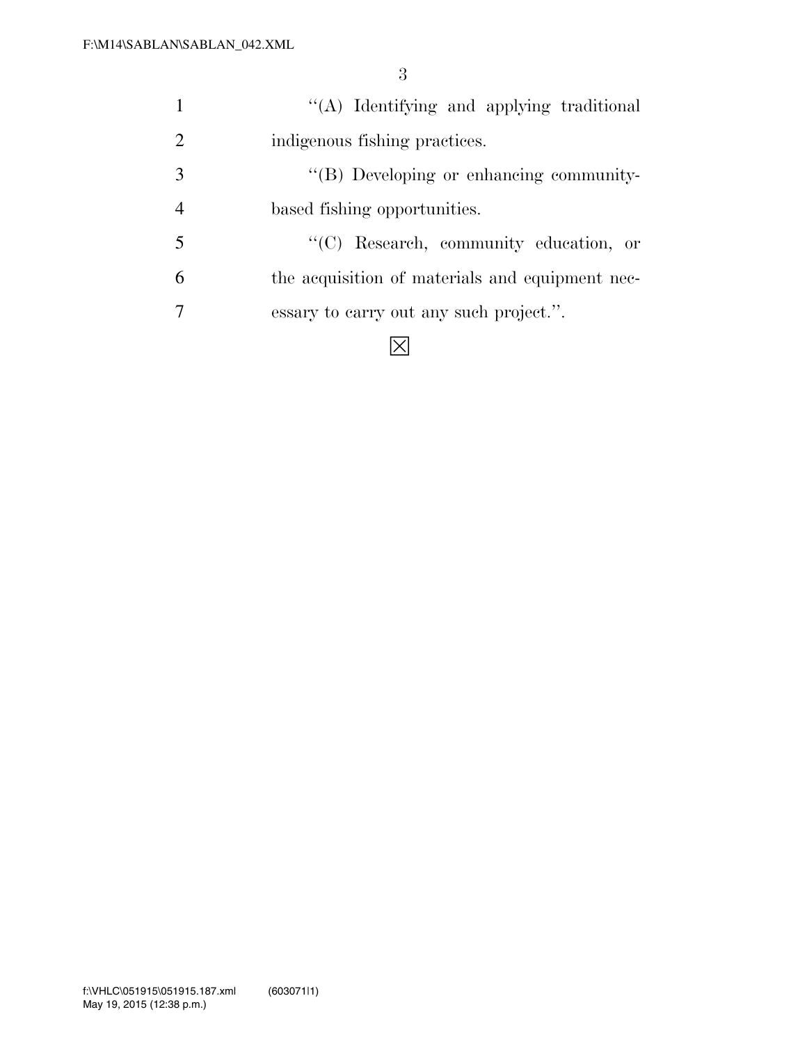''(A) Identifying and applying traditional indigenous fishing practices.

''(B) Developing or enhancing community-based fishing opportunities.

''(C) Research, community education, or the acquisition of materials and equipment necessary to carry out any such project.''.